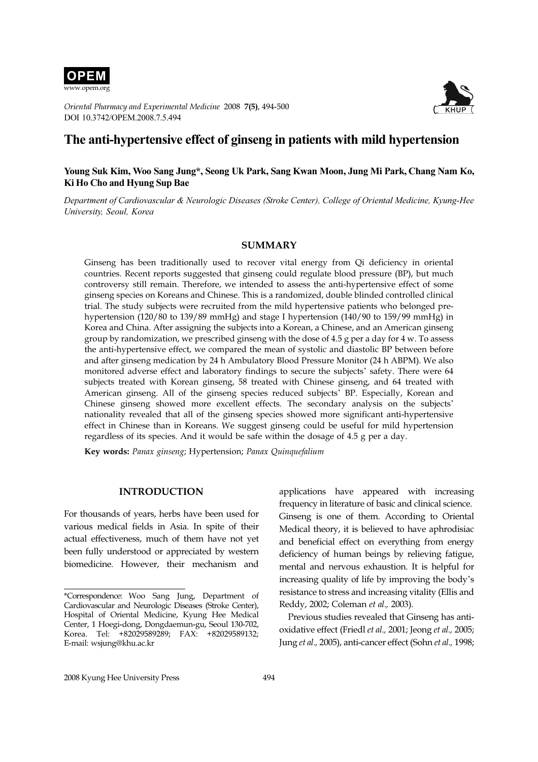# The anti-hypertensive effect of ginseng in patients with mild hypertension

**Young Suk Kim, Woo Sang Jung*, Seong Uk Park, Sang Kwan Moon, Jung Mi Park, Chang Nam Ko, Ki Ho Cho and Hyung Sup Bae**

*Department of Cardiovascular & Neurologic Diseases (Stroke Center), College of Oriental Medicine, Kyung-Hee University, Seoul, Korea*

## SUMMARY

Ginseng has been traditionally used to recover vital energy from Qi deficiency in oriental countries. Recent reports suggested that ginseng could regulate blood pressure (BP), but much controversy still remain. Therefore, we intended to assess the anti-hypertensive effect of some ginseng species on Koreans and Chinese. This is a randomized, double blinded controlled clinical trial. The study subjects were recruited from the mild hypertensive patients who belonged pre-hypertension (120/80 to 139/89 mmHg) and stage I hypertension (140/90 to 159/99 mmHg) in Korea and China. After assigning the subjects into a Korean, a Chinese, and an American ginseng group by randomization, we prescribed ginseng with the dose of 4.5 g per a day for 4 w. To assess the anti-hypertensive effect, we compared the mean of systolic and diastolic BP between before and after ginseng medication by 24 h Ambulatory Blood Pressure Monitor (24 h ABPM). We also monitored adverse effect and laboratory findings to secure the subjects' safety. There were 64 subjects treated with Korean ginseng, 58 treated with Chinese ginseng, and 64 treated with American ginseng. All of the ginseng species reduced subjects' BP. Especially, Korean and Chinese ginseng showed more excellent effects. The secondary analysis on the subjects' nationality revealed that all of the ginseng species showed more significant anti-hypertensive effect in Chinese than in Koreans. We suggest ginseng could be useful for mild hypertension regardless of its species. And it would be safe within the dosage of 4.5 g per a day.

**Key words:** *Panax ginseng*; Hypertension; *Panax Quinquefalium*

## INTRODUCTION

For thousands of years, herbs have been used for various medical fields in Asia. In spite of their actual effectiveness, much of them have not yet been fully understood or appreciated by western biomedicine. However, their mechanism and applications have appeared with increasing frequency in literature of basic and clinical science. Ginseng is one of them. According to Oriental Medical theory, it is believed to have aphrodisiac and beneficial effect on everything from energy deficiency of human beings by relieving fatigue, mental and nervous exhaustion. It is helpful for increasing quality of life by improving the body's resistance to stress and increasing vitality (Ellis and Reddy, 2002; Coleman *et al.,* 2003).

Previous studies revealed that Ginseng has anti-oxidative effect (Friedl *et al.,* 2001; Jeong *et al.,* 2005; Jung *et al.,* 2005), anti-cancer effect (Sohn *et al.,* 1998;

---

*Correspondence: Woo Sang Jung, Department of Cardiovascular and Neurologic Diseases (Stroke Center), Hospital of Oriental Medicine, Kyung Hee Medical Center, 1 Hoegi-dong, Dongdaemun-gu, Seoul 130-702, Korea. Tel: +82029589289; FAX: +82029589132; E-mail: wsjung@khu.ac.kr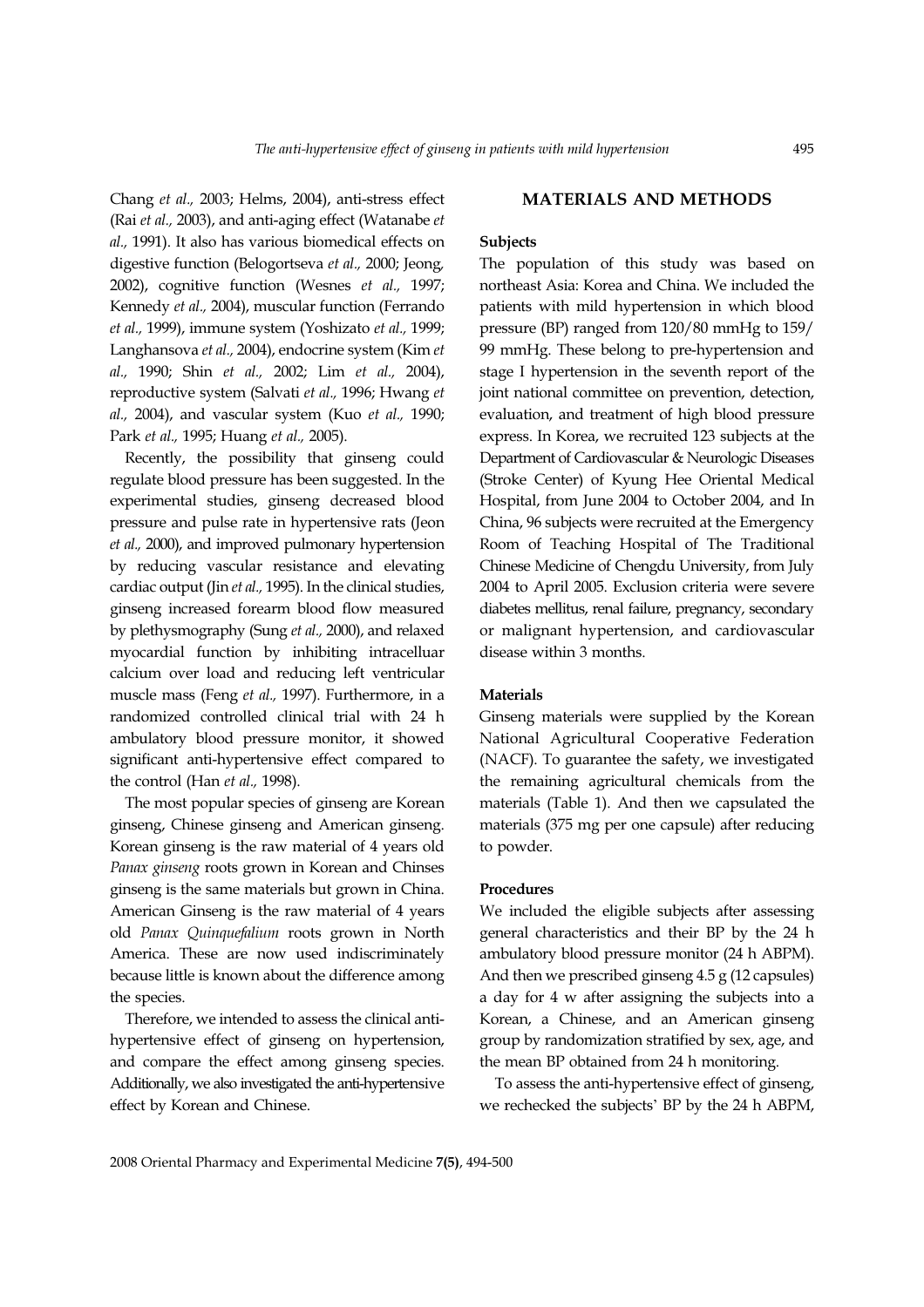Chang *et al.,* 2003; Helms, 2004), anti-stress effect (Rai *et al.,* 2003), and anti-aging effect (Watanabe *et al.,* 1991). It also has various biomedical effects on digestive function (Belogortseva *et al.,* 2000; Jeong, 2002), cognitive function (Wesnes *et al.,* 1997; Kennedy *et al.,* 2004), muscular function (Ferrando *et al.,* 1999), immune system (Yoshizato *et al.,* 1999; Langhansova *et al.,* 2004), endocrine system (Kim *et al.,* 1990; Shin *et al.,* 2002; Lim *et al.,* 2004), reproductive system (Salvati *et al.,* 1996; Hwang *et al.,* 2004), and vascular system (Kuo *et al.,* 1990; Park *et al.,* 1995; Huang *et al.,* 2005).

Recently, the possibility that ginseng could regulate blood pressure has been suggested. In the experimental studies, ginseng decreased blood pressure and pulse rate in hypertensive rats (Jeon *et al.,* 2000), and improved pulmonary hypertension by reducing vascular resistance and elevating cardiac output (Jin *et al.,* 1995). In the clinical studies, ginseng increased forearm blood flow measured by plethysmography (Sung *et al.,* 2000), and relaxed myocardial function by inhibiting intracelluar calcium over load and reducing left ventricular muscle mass (Feng *et al.,* 1997). Furthermore, in a randomized controlled clinical trial with 24 h ambulatory blood pressure monitor, it showed significant anti-hypertensive effect compared to the control (Han *et al.,* 1998).

The most popular species of ginseng are Korean ginseng, Chinese ginseng and American ginseng. Korean ginseng is the raw material of 4 years old *Panax ginseng* roots grown in Korean and Chinses ginseng is the same materials but grown in China. American Ginseng is the raw material of 4 years old *Panax Quinquefalium* roots grown in North America. These are now used indiscriminately because little is known about the difference among the species.

Therefore, we intended to assess the clinical anti-hypertensive effect of ginseng on hypertension, and compare the effect among ginseng species. Additionally, we also investigated the anti-hypertensive effect by Korean and Chinese.

## MATERIALS AND METHODS

### Subjects

The population of this study was based on northeast Asia: Korea and China. We included the patients with mild hypertension in which blood pressure (BP) ranged from 120/80 mmHg to 159/99 mmHg. These belong to pre-hypertension and stage I hypertension in the seventh report of the joint national committee on prevention, detection, evaluation, and treatment of high blood pressure express. In Korea, we recruited 123 subjects at the Department of Cardiovascular & Neurologic Diseases (Stroke Center) of Kyung Hee Oriental Medical Hospital, from June 2004 to October 2004, and In China, 96 subjects were recruited at the Emergency Room of Teaching Hospital of The Traditional Chinese Medicine of Chengdu University, from July 2004 to April 2005. Exclusion criteria were severe diabetes mellitus, renal failure, pregnancy, secondary or malignant hypertension, and cardiovascular disease within 3 months.

### Materials

Ginseng materials were supplied by the Korean National Agricultural Cooperative Federation (NACF). To guarantee the safety, we investigated the remaining agricultural chemicals from the materials (Table 1). And then we capsulated the materials (375 mg per one capsule) after reducing to powder.

### Procedures

We included the eligible subjects after assessing general characteristics and their BP by the 24 h ambulatory blood pressure monitor (24 h ABPM). And then we prescribed ginseng 4.5 g (12 capsules) a day for 4 w after assigning the subjects into a Korean, a Chinese, and an American ginseng group by randomization stratified by sex, age, and the mean BP obtained from 24 h monitoring.

To assess the anti-hypertensive effect of ginseng, we rechecked the subjects' BP by the 24 h ABPM,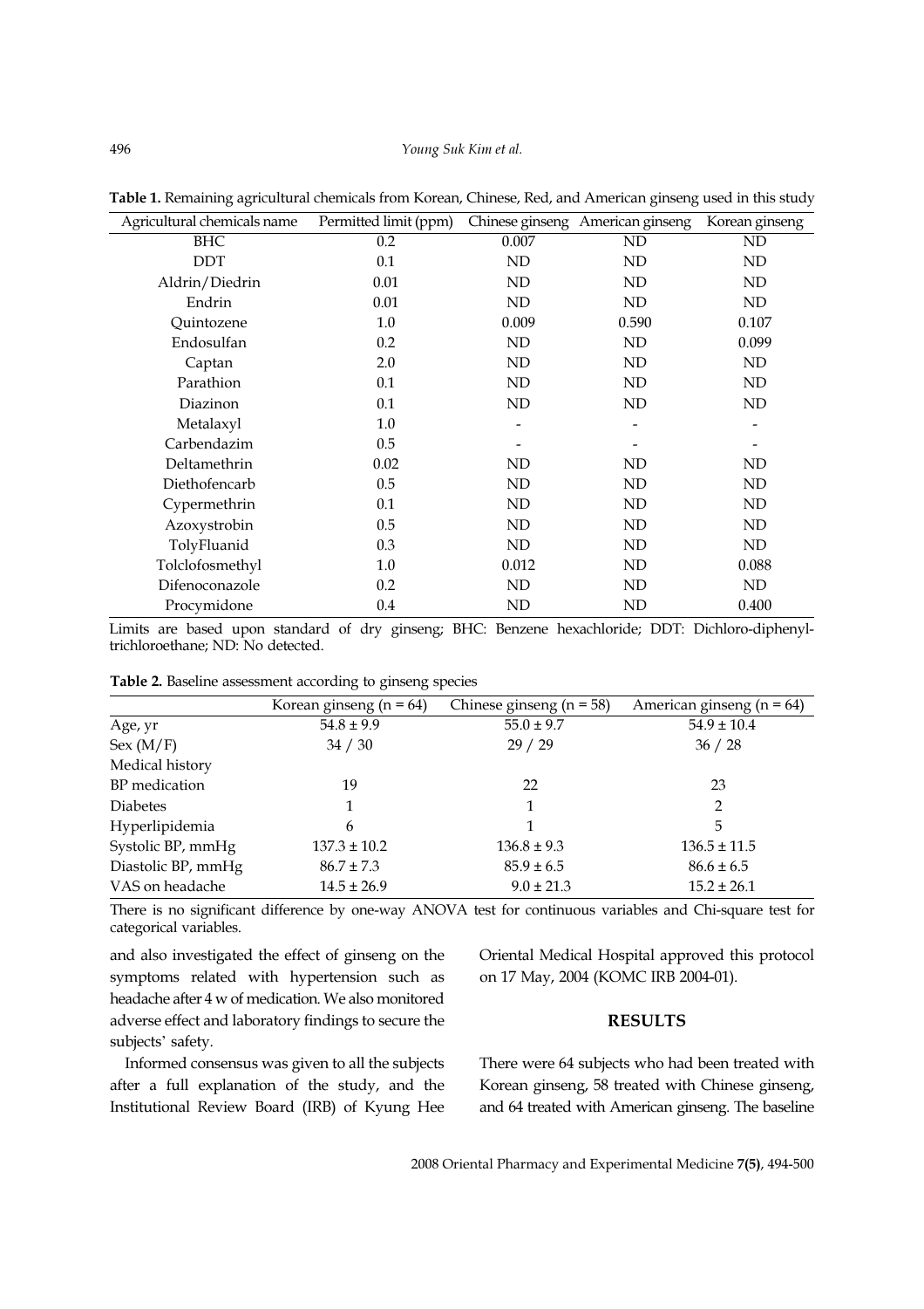**Table 1.** Remaining agricultural chemicals from Korean, Chinese, Red, and American ginseng used in this study

| Agricultural chemicals name | Permitted limit (ppm) | Chinese ginseng | American ginseng | Korean ginseng |
|---|---|---|---|---|
| BHC | 0.2 | 0.007 | ND | ND |
| DDT | 0.1 | ND | ND | ND |
| Aldrin/Diedrin | 0.01 | ND | ND | ND |
| Endrin | 0.01 | ND | ND | ND |
| Quintozene | 1.0 | 0.009 | 0.590 | 0.107 |
| Endosulfan | 0.2 | ND | ND | 0.099 |
| Captan | 2.0 | ND | ND | ND |
| Parathion | 0.1 | ND | ND | ND |
| Diazinon | 0.1 | ND | ND | ND |
| Metalaxyl | 1.0 | - | - | - |
| Carbendazim | 0.5 | - | - | - |
| Deltamethrin | 0.02 | ND | ND | ND |
| Diethofencarb | 0.5 | ND | ND | ND |
| Cypermethrin | 0.1 | ND | ND | ND |
| Azoxystrobin | 0.5 | ND | ND | ND |
| TolyFluanid | 0.3 | ND | ND | ND |
| Tolclofosmethyl | 1.0 | 0.012 | ND | 0.088 |
| Difenoconazole | 0.2 | ND | ND | ND |
| Procymidone | 0.4 | ND | ND | 0.400 |

Limits are based upon standard of dry ginseng; BHC: Benzene hexachloride; DDT: Dichloro-diphenyl-trichloroethane; ND: No detected.

**Table 2.** Baseline assessment according to ginseng species

| | Korean ginseng (n = 64) | Chinese ginseng (n = 58) | American ginseng (n = 64) |
|---|---|---|---|
| Age, yr | 54.8 ± 9.9 | 55.0 ± 9.7 | 54.9 ± 10.4 |
| Sex (M/F) | 34 / 30 | 29 / 29 | 36 / 28 |
| Medical history | | | |
| BP medication | 19 | 22 | 23 |
| Diabetes | 1 | 1 | 2 |
| Hyperlipidemia | 6 | 1 | 5 |
| Systolic BP, mmHg | 137.3 ± 10.2 | 136.8 ± 9.3 | 136.5 ± 11.5 |
| Diastolic BP, mmHg | 86.7 ± 7.3 | 85.9 ± 6.5 | 86.6 ± 6.5 |
| VAS on headache | 14.5 ± 26.9 | 9.0 ± 21.3 | 15.2 ± 26.1 |

There is no significant difference by one-way ANOVA test for continuous variables and Chi-square test for categorical variables.

and also investigated the effect of ginseng on the symptoms related with hypertension such as headache after 4 w of medication. We also monitored adverse effect and laboratory findings to secure the subjects' safety.

Informed consensus was given to all the subjects after a full explanation of the study, and the Institutional Review Board (IRB) of Kyung Hee Oriental Medical Hospital approved this protocol on 17 May, 2004 (KOMC IRB 2004-01).

## RESULTS

There were 64 subjects who had been treated with Korean ginseng, 58 treated with Chinese ginseng, and 64 treated with American ginseng. The baseline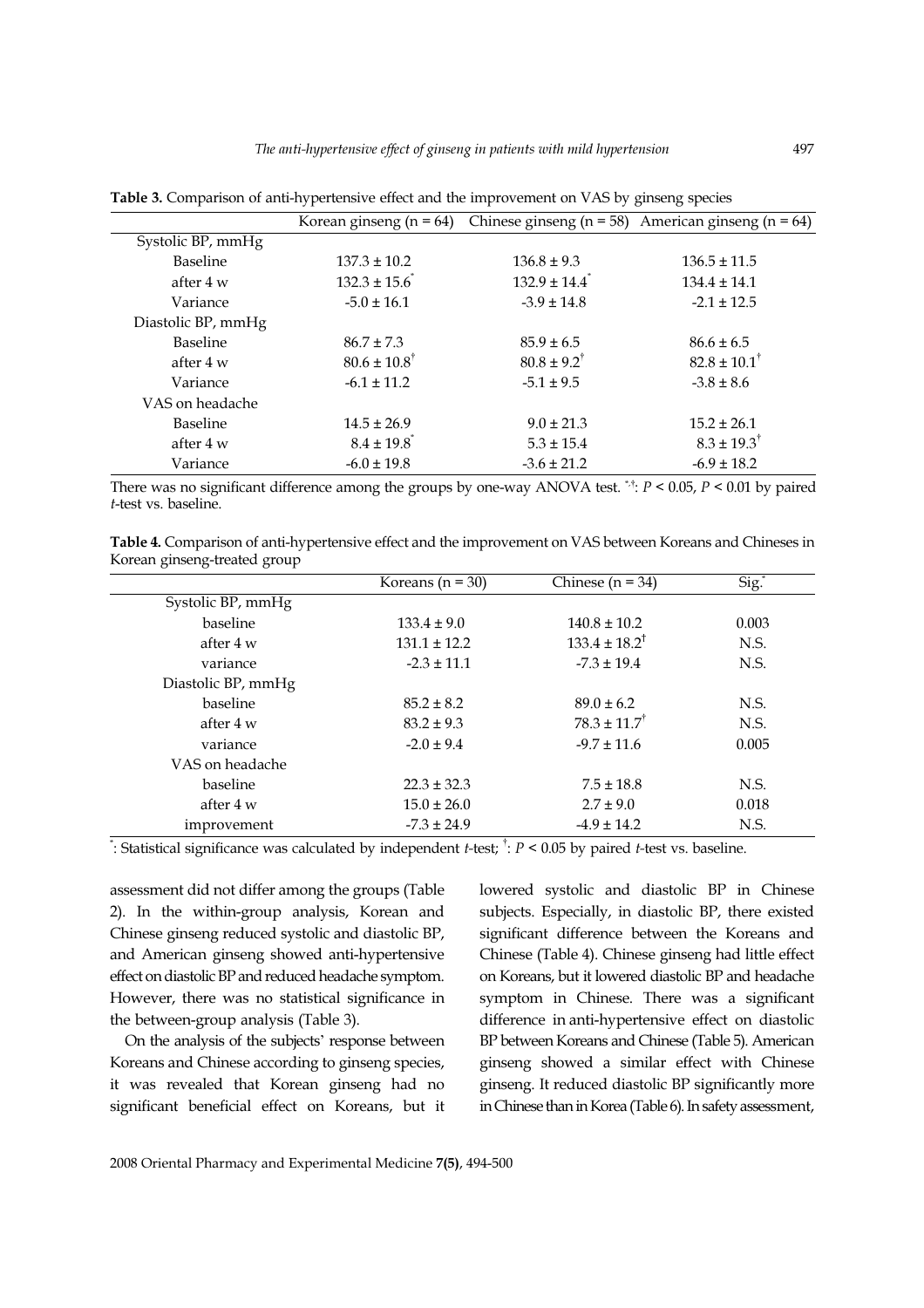**Table 3.** Comparison of anti-hypertensive effect and the improvement on VAS by ginseng species

| | Korean ginseng (n = 64) | Chinese ginseng (n = 58) | American ginseng (n = 64) |
|---|---|---|---|
| Systolic BP, mmHg | | | |
| Baseline | 137.3 ± 10.2 | 136.8 ± 9.3 | 136.5 ± 11.5 |
| after 4 w | 132.3 ± 15.6* | 132.9 ± 14.4* | 134.4 ± 14.1 |
| Variance | -5.0 ± 16.1 | -3.9 ± 14.8 | -2.1 ± 12.5 |
| Diastolic BP, mmHg | | | |
| Baseline | 86.7 ± 7.3 | 85.9 ± 6.5 | 86.6 ± 6.5 |
| after 4 w | 80.6 ± 10.8† | 80.8 ± 9.2† | 82.8 ± 10.1† |
| Variance | -6.1 ± 11.2 | -5.1 ± 9.5 | -3.8 ± 8.6 |
| VAS on headache | | | |
| Baseline | 14.5 ± 26.9 | 9.0 ± 21.3 | 15.2 ± 26.1 |
| after 4 w | 8.4 ± 19.8* | 5.3 ± 15.4 | 8.3 ± 19.3† |
| Variance | -6.0 ± 19.8 | -3.6 ± 21.2 | -6.9 ± 18.2 |

There was no significant difference among the groups by one-way ANOVA test. *,†: $P < 0.05$, $P < 0.01$ by paired *t*-test vs. baseline.

**Table 4.** Comparison of anti-hypertensive effect and the improvement on VAS between Koreans and Chineses in Korean ginseng-treated group

| | Koreans (n = 30) | Chinese (n = 34) | Sig.* |
|---|---|---|---|
| Systolic BP, mmHg | | | |
| baseline | 133.4 ± 9.0 | 140.8 ± 10.2 | 0.003 |
| after 4 w | 131.1 ± 12.2 | 133.4 ± 18.2† | N.S. |
| variance | -2.3 ± 11.1 | -7.3 ± 19.4 | N.S. |
| Diastolic BP, mmHg | | | |
| baseline | 85.2 ± 8.2 | 89.0 ± 6.2 | N.S. |
| after 4 w | 83.2 ± 9.3 | 78.3 ± 11.7† | N.S. |
| variance | -2.0 ± 9.4 | -9.7 ± 11.6 | 0.005 |
| VAS on headache | | | |
| baseline | 22.3 ± 32.3 | 7.5 ± 18.8 | N.S. |
| after 4 w | 15.0 ± 26.0 | 2.7 ± 9.0 | 0.018 |
| improvement | -7.3 ± 24.9 | -4.9 ± 14.2 | N.S. |

*: Statistical significance was calculated by independent *t*-test; †: $P < 0.05$ by paired *t*-test vs. baseline.

assessment did not differ among the groups (Table 2). In the within-group analysis, Korean and Chinese ginseng reduced systolic and diastolic BP, and American ginseng showed anti-hypertensive effect on diastolic BP and reduced headache symptom. However, there was no statistical significance in the between-group analysis (Table 3).

On the analysis of the subjects' response between Koreans and Chinese according to ginseng species, it was revealed that Korean ginseng had no significant beneficial effect on Koreans, but it lowered systolic and diastolic BP in Chinese subjects. Especially, in diastolic BP, there existed significant difference between the Koreans and Chinese (Table 4). Chinese ginseng had little effect on Koreans, but it lowered diastolic BP and headache symptom in Chinese. There was a significant difference in anti-hypertensive effect on diastolic BP between Koreans and Chinese (Table 5). American ginseng showed a similar effect with Chinese ginseng. It reduced diastolic BP significantly more in Chinese than in Korea (Table 6). In safety assessment,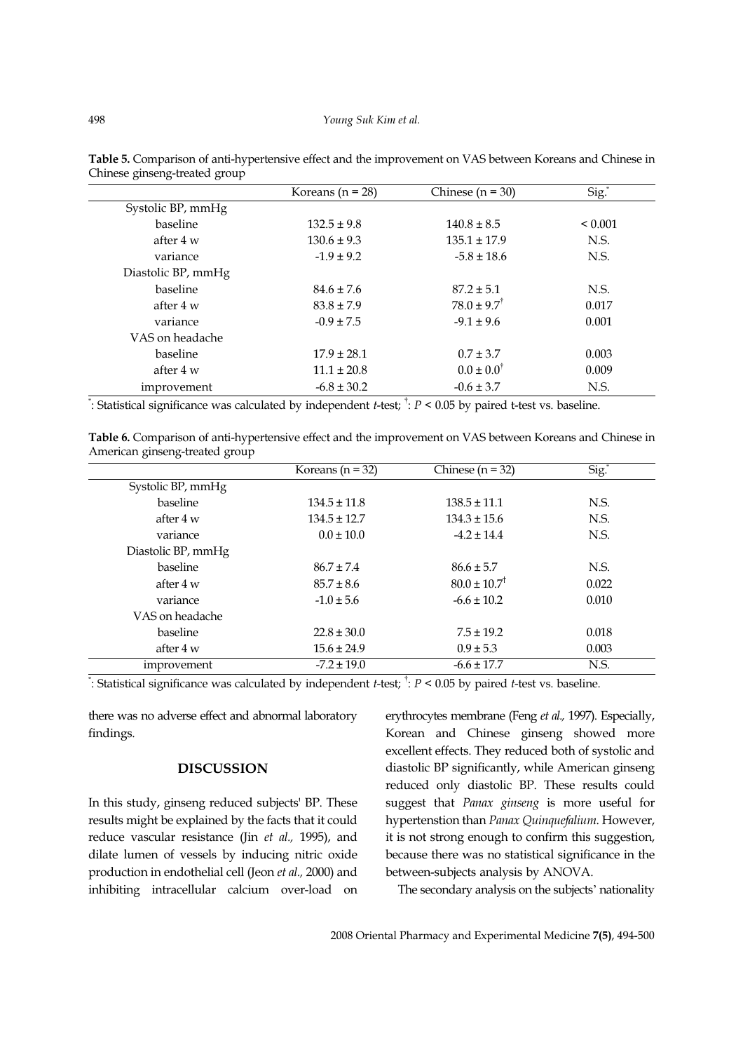**Table 5.** Comparison of anti-hypertensive effect and the improvement on VAS between Koreans and Chinese in Chinese ginseng-treated group

| | Koreans (n = 28) | Chinese (n = 30) | Sig.* |
|---|---|---|---|
| Systolic BP, mmHg | | | |
| baseline | 132.5 ± 9.8 | 140.8 ± 8.5 | < 0.001 |
| after 4 w | 130.6 ± 9.3 | 135.1 ± 17.9 | N.S. |
| variance | -1.9 ± 9.2 | -5.8 ± 18.6 | N.S. |
| Diastolic BP, mmHg | | | |
| baseline | 84.6 ± 7.6 | 87.2 ± 5.1 | N.S. |
| after 4 w | 83.8 ± 7.9 | 78.0 ± 9.7† | 0.017 |
| variance | -0.9 ± 7.5 | -9.1 ± 9.6 | 0.001 |
| VAS on headache | | | |
| baseline | 17.9 ± 28.1 | 0.7 ± 3.7 | 0.003 |
| after 4 w | 11.1 ± 20.8 | 0.0 ± 0.0† | 0.009 |
| improvement | -6.8 ± 30.2 | -0.6 ± 3.7 | N.S. |

*: Statistical significance was calculated by independent *t*-test; †: $P < 0.05$ by paired t-test vs. baseline.

**Table 6.** Comparison of anti-hypertensive effect and the improvement on VAS between Koreans and Chinese in American ginseng-treated group

| | Koreans (n = 32) | Chinese (n = 32) | Sig.* |
|---|---|---|---|
| Systolic BP, mmHg | | | |
| baseline | 134.5 ± 11.8 | 138.5 ± 11.1 | N.S. |
| after 4 w | 134.5 ± 12.7 | 134.3 ± 15.6 | N.S. |
| variance | 0.0 ± 10.0 | -4.2 ± 14.4 | N.S. |
| Diastolic BP, mmHg | | | |
| baseline | 86.7 ± 7.4 | 86.6 ± 5.7 | N.S. |
| after 4 w | 85.7 ± 8.6 | 80.0 ± 10.7† | 0.022 |
| variance | -1.0 ± 5.6 | -6.6 ± 10.2 | 0.010 |
| VAS on headache | | | |
| baseline | 22.8 ± 30.0 | 7.5 ± 19.2 | 0.018 |
| after 4 w | 15.6 ± 24.9 | 0.9 ± 5.3 | 0.003 |
| improvement | -7.2 ± 19.0 | -6.6 ± 17.7 | N.S. |

*: Statistical significance was calculated by independent *t*-test; †: $P < 0.05$ by paired *t*-test vs. baseline.

there was no adverse effect and abnormal laboratory findings.

## DISCUSSION

In this study, ginseng reduced subjects' BP. These results might be explained by the facts that it could reduce vascular resistance (Jin *et al.,* 1995), and dilate lumen of vessels by inducing nitric oxide production in endothelial cell (Jeon *et al.,* 2000) and inhibiting intracellular calcium over-load on erythrocytes membrane (Feng *et al.,* 1997). Especially, Korean and Chinese ginseng showed more excellent effects. They reduced both of systolic and diastolic BP significantly, while American ginseng reduced only diastolic BP. These results could suggest that *Panax ginseng* is more useful for hypertenstion than *Panax Quinquefalium*. However, it is not strong enough to confirm this suggestion, because there was no statistical significance in the between-subjects analysis by ANOVA.

The secondary analysis on the subjects' nationality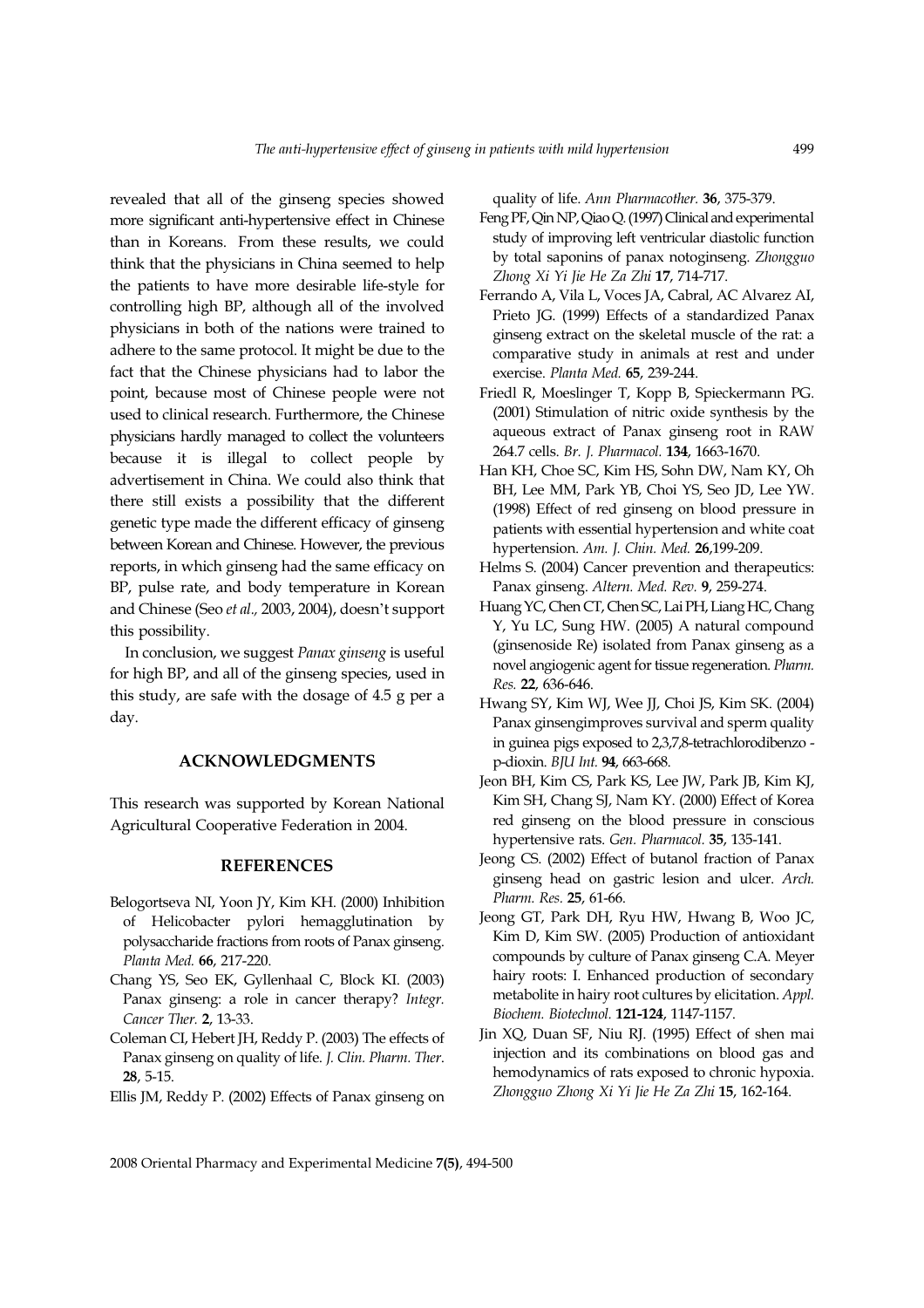revealed that all of the ginseng species showed more significant anti-hypertensive effect in Chinese than in Koreans. From these results, we could think that the physicians in China seemed to help the patients to have more desirable life-style for controlling high BP, although all of the involved physicians in both of the nations were trained to adhere to the same protocol. It might be due to the fact that the Chinese physicians had to labor the point, because most of Chinese people were not used to clinical research. Furthermore, the Chinese physicians hardly managed to collect the volunteers because it is illegal to collect people by advertisement in China. We could also think that there still exists a possibility that the different genetic type made the different efficacy of ginseng between Korean and Chinese. However, the previous reports, in which ginseng had the same efficacy on BP, pulse rate, and body temperature in Korean and Chinese (Seo *et al.,* 2003, 2004), doesn't support this possibility.

In conclusion, we suggest *Panax ginseng* is useful for high BP, and all of the ginseng species, used in this study, are safe with the dosage of 4.5 g per a day.

## ACKNOWLEDGMENTS

This research was supported by Korean National Agricultural Cooperative Federation in 2004.

## REFERENCES

Belogortseva NI, Yoon JY, Kim KH. (2000) Inhibition of Helicobacter pylori hemagglutination by polysaccharide fractions from roots of Panax ginseng. *Planta Med.* **66**, 217-220.

Chang YS, Seo EK, Gyllenhaal C, Block KI. (2003) Panax ginseng: a role in cancer therapy? *Integr. Cancer Ther.* **2**, 13-33.

Coleman CI, Hebert JH, Reddy P. (2003) The effects of Panax ginseng on quality of life. *J. Clin. Pharm. Ther.* **28**, 5-15.

Ellis JM, Reddy P. (2002) Effects of Panax ginseng on quality of life. *Ann Pharmacother.* **36**, 375-379.

Feng PF, Qin NP, Qiao Q. (1997) Clinical and experimental study of improving left ventricular diastolic function by total saponins of panax notoginseng. *Zhongguo Zhong Xi Yi Jie He Za Zhi* **17**, 714-717.

Ferrando A, Vila L, Voces JA, Cabral, AC Alvarez AI, Prieto JG. (1999) Effects of a standardized Panax ginseng extract on the skeletal muscle of the rat: a comparative study in animals at rest and under exercise. *Planta Med.* **65**, 239-244.

Friedl R, Moeslinger T, Kopp B, Spieckermann PG. (2001) Stimulation of nitric oxide synthesis by the aqueous extract of Panax ginseng root in RAW 264.7 cells. *Br. J. Pharmacol.* **134**, 1663-1670.

Han KH, Choe SC, Kim HS, Sohn DW, Nam KY, Oh BH, Lee MM, Park YB, Choi YS, Seo JD, Lee YW. (1998) Effect of red ginseng on blood pressure in patients with essential hypertension and white coat hypertension. *Am. J. Chin. Med.* **26**,199-209.

Helms S. (2004) Cancer prevention and therapeutics: Panax ginseng. *Altern. Med. Rev.* **9**, 259-274.

Huang YC, Chen CT, Chen SC, Lai PH, Liang HC, Chang Y, Yu LC, Sung HW. (2005) A natural compound (ginsenoside Re) isolated from Panax ginseng as a novel angiogenic agent for tissue regeneration. *Pharm. Res.* **22**, 636-646.

Hwang SY, Kim WJ, Wee JJ, Choi JS, Kim SK. (2004) Panax ginsengimproves survival and sperm quality in guinea pigs exposed to 2,3,7,8-tetrachlorodibenzo - p-dioxin. *BJU Int.* **94**, 663-668.

Jeon BH, Kim CS, Park KS, Lee JW, Park JB, Kim KJ, Kim SH, Chang SJ, Nam KY. (2000) Effect of Korea red ginseng on the blood pressure in conscious hypertensive rats. *Gen. Pharmacol.* **35**, 135-141.

Jeong CS. (2002) Effect of butanol fraction of Panax ginseng head on gastric lesion and ulcer. *Arch. Pharm. Res.* **25**, 61-66.

Jeong GT, Park DH, Ryu HW, Hwang B, Woo JC, Kim D, Kim SW. (2005) Production of antioxidant compounds by culture of Panax ginseng C.A. Meyer hairy roots: I. Enhanced production of secondary metabolite in hairy root cultures by elicitation. *Appl. Biochem. Biotechnol.* **121-124**, 1147-1157.

Jin XQ, Duan SF, Niu RJ. (1995) Effect of shen mai injection and its combinations on blood gas and hemodynamics of rats exposed to chronic hypoxia. *Zhongguo Zhong Xi Yi Jie He Za Zhi* **15**, 162-164.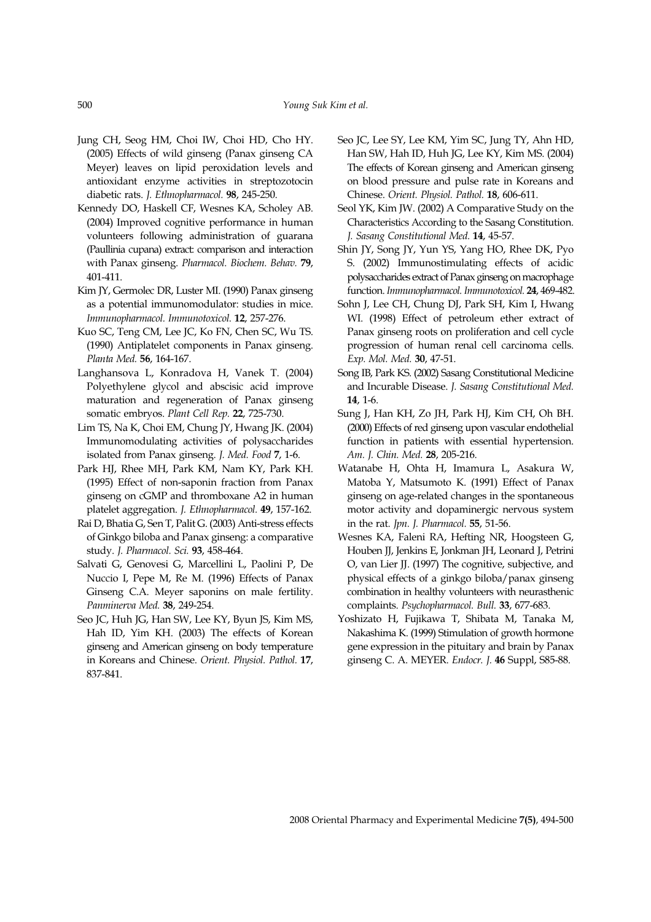Jung CH, Seog HM, Choi IW, Choi HD, Cho HY. (2005) Effects of wild ginseng (Panax ginseng CA Meyer) leaves on lipid peroxidation levels and antioxidant enzyme activities in streptozotocin diabetic rats. *J. Ethnopharmacol.* **98**, 245-250.

Kennedy DO, Haskell CF, Wesnes KA, Scholey AB. (2004) Improved cognitive performance in human volunteers following administration of guarana (Paullinia cupana) extract: comparison and interaction with Panax ginseng. *Pharmacol. Biochem. Behav.* **79**, 401-411.

Kim JY, Germolec DR, Luster MI. (1990) Panax ginseng as a potential immunomodulator: studies in mice. *Immunopharmacol. Immunotoxicol.* **12**, 257-276.

Kuo SC, Teng CM, Lee JC, Ko FN, Chen SC, Wu TS. (1990) Antiplatelet components in Panax ginseng. *Planta Med.* **56**, 164-167.

Langhansova L, Konradova H, Vanek T. (2004) Polyethylene glycol and abscisic acid improve maturation and regeneration of Panax ginseng somatic embryos. *Plant Cell Rep.* **22**, 725-730.

Lim TS, Na K, Choi EM, Chung JY, Hwang JK. (2004) Immunomodulating activities of polysaccharides isolated from Panax ginseng. *J. Med. Food* **7**, 1-6.

Park HJ, Rhee MH, Park KM, Nam KY, Park KH. (1995) Effect of non-saponin fraction from Panax ginseng on cGMP and thromboxane A2 in human platelet aggregation. *J. Ethnopharmacol.* **49**, 157-162.

Rai D, Bhatia G, Sen T, Palit G. (2003) Anti-stress effects of Ginkgo biloba and Panax ginseng: a comparative study. *J. Pharmacol. Sci.* **93**, 458-464.

Salvati G, Genovesi G, Marcellini L, Paolini P, De Nuccio I, Pepe M, Re M. (1996) Effects of Panax Ginseng C.A. Meyer saponins on male fertility. *Panminerva Med.* **38**, 249-254.

Seo JC, Huh JG, Han SW, Lee KY, Byun JS, Kim MS, Hah ID, Yim KH. (2003) The effects of Korean ginseng and American ginseng on body temperature in Koreans and Chinese. *Orient. Physiol. Pathol.* **17**, 837-841.

Seo JC, Lee SY, Lee KM, Yim SC, Jung TY, Ahn HD, Han SW, Hah ID, Huh JG, Lee KY, Kim MS. (2004) The effects of Korean ginseng and American ginseng on blood pressure and pulse rate in Koreans and Chinese. *Orient. Physiol. Pathol.* **18**, 606-611.

Seol YK, Kim JW. (2002) A Comparative Study on the Characteristics According to the Sasang Constitution. *J. Sasang Constitutional Med.* **14**, 45-57.

Shin JY, Song JY, Yun YS, Yang HO, Rhee DK, Pyo S. (2002) Immunostimulating effects of acidic polysaccharides extract of Panax ginseng on macrophage function. *Immunopharmacol. Immunotoxicol.* **24**, 469-482.

Sohn J, Lee CH, Chung DJ, Park SH, Kim I, Hwang WI. (1998) Effect of petroleum ether extract of Panax ginseng roots on proliferation and cell cycle progression of human renal cell carcinoma cells. *Exp. Mol. Med.* **30**, 47-51.

Song IB, Park KS. (2002) Sasang Constitutional Medicine and Incurable Disease. *J. Sasang Constitutional Med.* **14**, 1-6.

Sung J, Han KH, Zo JH, Park HJ, Kim CH, Oh BH. (2000) Effects of red ginseng upon vascular endothelial function in patients with essential hypertension. *Am. J. Chin. Med.* **28**, 205-216.

Watanabe H, Ohta H, Imamura L, Asakura W, Matoba Y, Matsumoto K. (1991) Effect of Panax ginseng on age-related changes in the spontaneous motor activity and dopaminergic nervous system in the rat. *Jpn. J. Pharmacol.* **55**, 51-56.

Wesnes KA, Faleni RA, Hefting NR, Hoogsteen G, Houben JJ, Jenkins E, Jonkman JH, Leonard J, Petrini O, van Lier JJ. (1997) The cognitive, subjective, and physical effects of a ginkgo biloba/panax ginseng combination in healthy volunteers with neurasthenic complaints. *Psychopharmacol. Bull.* **33**, 677-683.

Yoshizato H, Fujikawa T, Shibata M, Tanaka M, Nakashima K. (1999) Stimulation of growth hormone gene expression in the pituitary and brain by Panax ginseng C. A. MEYER. *Endocr. J.* **46** Suppl, S85-88.